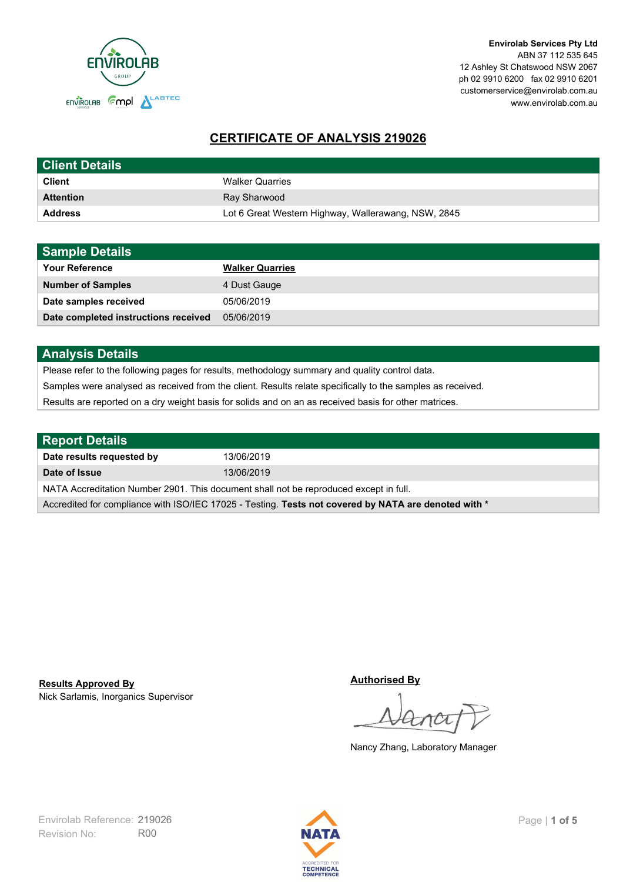**Envirolab Services Pty Ltd**
ABN 37 112 535 645
12 Ashley St Chatswood NSW 2067
ph 02 9910 6200 fax 02 9910 6201
customerservice@envirolab.com.au
www.envirolab.com.au

# CERTIFICATE OF ANALYSIS 219026

| Client Details | |
|---|---|
| **Client** | Walker Quarries |
| **Attention** | Ray Sharwood |
| **Address** | Lot 6 Great Western Highway, Wallerawang, NSW, 2845 |

| Sample Details | |
|---|---|
| **Your Reference** | **Walker Quarries** |
| **Number of Samples** | 4 Dust Gauge |
| **Date samples received** | 05/06/2019 |
| **Date completed instructions received** | 05/06/2019 |

## Analysis Details

Please refer to the following pages for results, methodology summary and quality control data.

Samples were analysed as received from the client. Results relate specifically to the samples as received.

Results are reported on a dry weight basis for solids and on an as received basis for other matrices.

| Report Details | |
|---|---|
| **Date results requested by** | 13/06/2019 |
| **Date of Issue** | 13/06/2019 |

NATA Accreditation Number 2901. This document shall not be reproduced except in full.

Accredited for compliance with ISO/IEC 17025 - Testing. **Tests not covered by NATA are denoted with ***

**Results Approved By**
Nick Sarlamis, Inorganics Supervisor

**Authorised By**
Nancy Zhang, Laboratory Manager

Envirolab Reference: 219026
Revision No: R00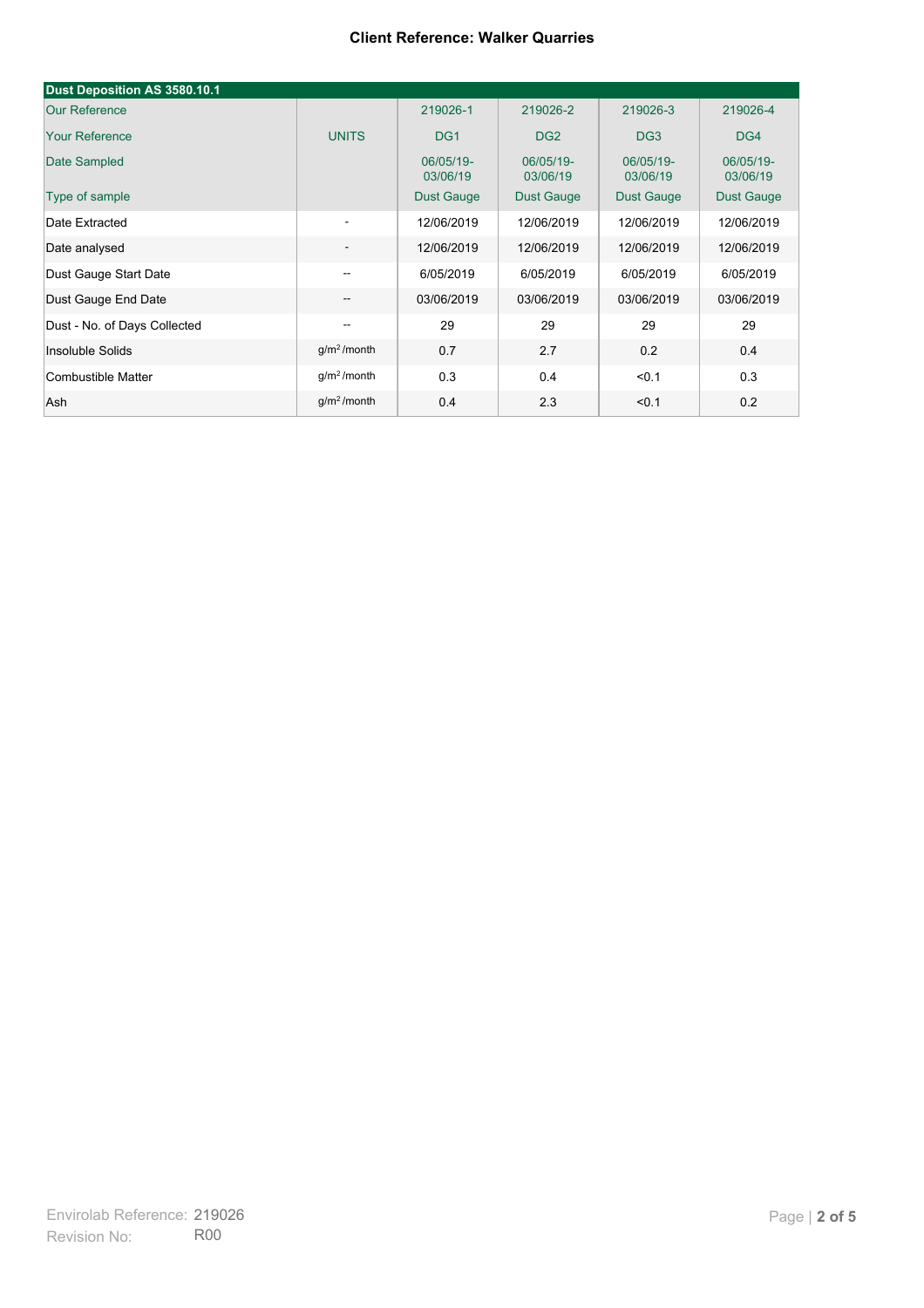**Client Reference: Walker Quarries**

| Dust Deposition AS 3580.10.1 | | | | | |
|---|---|---|---|---|---|
| Our Reference | | 219026-1 | 219026-2 | 219026-3 | 219026-4 |
| Your Reference | UNITS | DG1 | DG2 | DG3 | DG4 |
| Date Sampled | | 06/05/19-03/06/19 | 06/05/19-03/06/19 | 06/05/19-03/06/19 | 06/05/19-03/06/19 |
| Type of sample | | Dust Gauge | Dust Gauge | Dust Gauge | Dust Gauge |
| Date Extracted | - | 12/06/2019 | 12/06/2019 | 12/06/2019 | 12/06/2019 |
| Date analysed | - | 12/06/2019 | 12/06/2019 | 12/06/2019 | 12/06/2019 |
| Dust Gauge Start Date | -- | 6/05/2019 | 6/05/2019 | 6/05/2019 | 6/05/2019 |
| Dust Gauge End Date | -- | 03/06/2019 | 03/06/2019 | 03/06/2019 | 03/06/2019 |
| Dust - No. of Days Collected | -- | 29 | 29 | 29 | 29 |
| Insoluble Solids | $g/m^2$/month | 0.7 | 2.7 | 0.2 | 0.4 |
| Combustible Matter | $g/m^2$/month | 0.3 | 0.4 | <0.1 | 0.3 |
| Ash | $g/m^2$/month | 0.4 | 2.3 | <0.1 | 0.2 |

Envirolab Reference: 219026
Revision No: R00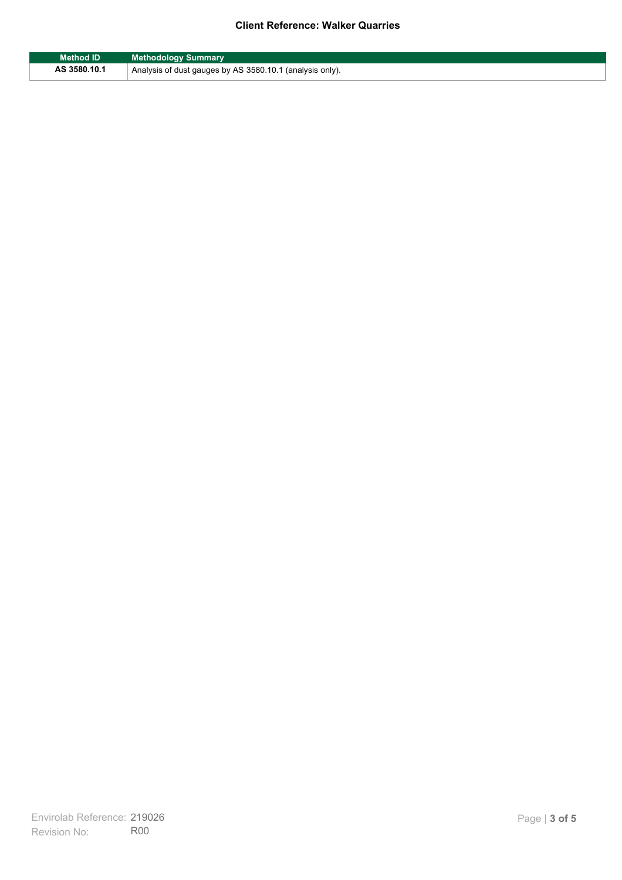| Method ID | Methodology Summary |
| --- | --- |
| AS 3580.10.1 | Analysis of dust gauges by AS 3580.10.1 (analysis only). |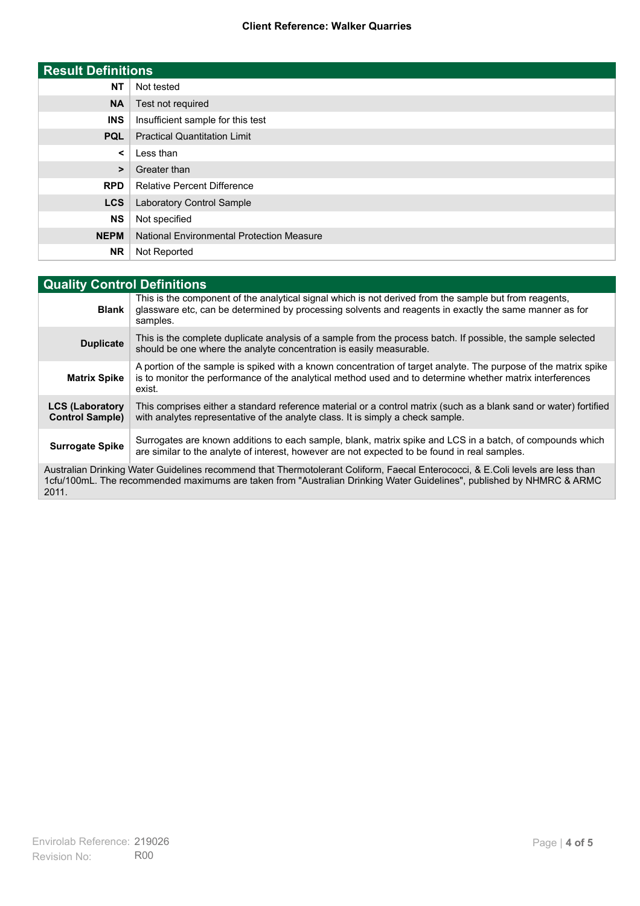**Client Reference: Walker Quarries**

| Result Definitions | |
|---|---|
| **NT** | Not tested |
| **NA** | Test not required |
| **INS** | Insufficient sample for this test |
| **PQL** | Practical Quantitation Limit |
| **<** | Less than |
| **>** | Greater than |
| **RPD** | Relative Percent Difference |
| **LCS** | Laboratory Control Sample |
| **NS** | Not specified |
| **NEPM** | National Environmental Protection Measure |
| **NR** | Not Reported |

| Quality Control Definitions | |
|---|---|
| **Blank** | This is the component of the analytical signal which is not derived from the sample but from reagents, glassware etc, can be determined by processing solvents and reagents in exactly the same manner as for samples. |
| **Duplicate** | This is the complete duplicate analysis of a sample from the process batch. If possible, the sample selected should be one where the analyte concentration is easily measurable. |
| **Matrix Spike** | A portion of the sample is spiked with a known concentration of target analyte. The purpose of the matrix spike is to monitor the performance of the analytical method used and to determine whether matrix interferences exist. |
| **LCS (Laboratory Control Sample)** | This comprises either a standard reference material or a control matrix (such as a blank sand or water) fortified with analytes representative of the analyte class. It is simply a check sample. |
| **Surrogate Spike** | Surrogates are known additions to each sample, blank, matrix spike and LCS in a batch, of compounds which are similar to the analyte of interest, however are not expected to be found in real samples. |

Australian Drinking Water Guidelines recommend that Thermotolerant Coliform, Faecal Enterococci, & E.Coli levels are less than 1cfu/100mL. The recommended maximums are taken from "Australian Drinking Water Guidelines", published by NHMRC & ARMC 2011.

Envirolab Reference: 219026
Revision No: R00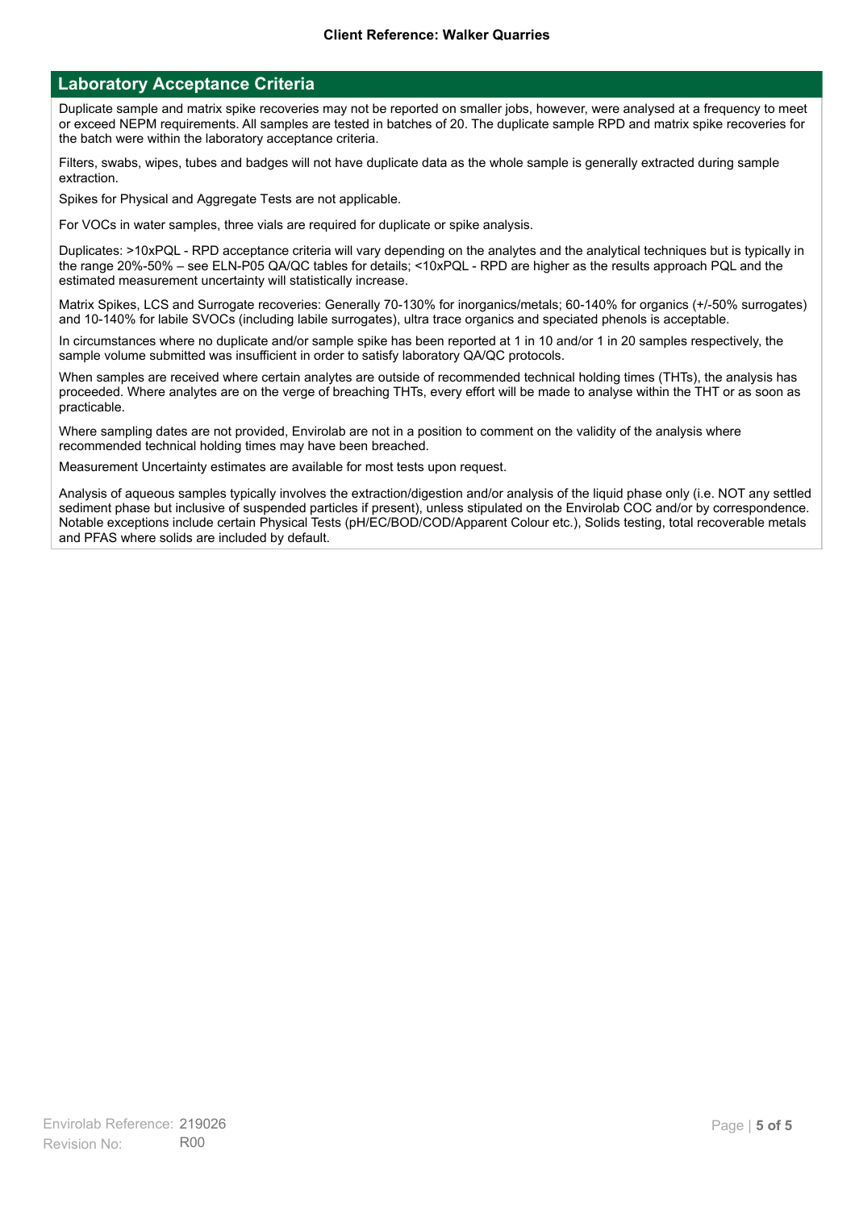## Laboratory Acceptance Criteria

Duplicate sample and matrix spike recoveries may not be reported on smaller jobs, however, were analysed at a frequency to meet or exceed NEPM requirements. All samples are tested in batches of 20. The duplicate sample RPD and matrix spike recoveries for the batch were within the laboratory acceptance criteria.

Filters, swabs, wipes, tubes and badges will not have duplicate data as the whole sample is generally extracted during sample extraction.

Spikes for Physical and Aggregate Tests are not applicable.

For VOCs in water samples, three vials are required for duplicate or spike analysis.

Duplicates: >10xPQL - RPD acceptance criteria will vary depending on the analytes and the analytical techniques but is typically in the range 20%-50% – see ELN-P05 QA/QC tables for details; <10xPQL - RPD are higher as the results approach PQL and the estimated measurement uncertainty will statistically increase.

Matrix Spikes, LCS and Surrogate recoveries: Generally 70-130% for inorganics/metals; 60-140% for organics (+/-50% surrogates) and 10-140% for labile SVOCs (including labile surrogates), ultra trace organics and speciated phenols is acceptable.

In circumstances where no duplicate and/or sample spike has been reported at 1 in 10 and/or 1 in 20 samples respectively, the sample volume submitted was insufficient in order to satisfy laboratory QA/QC protocols.

When samples are received where certain analytes are outside of recommended technical holding times (THTs), the analysis has proceeded. Where analytes are on the verge of breaching THTs, every effort will be made to analyse within the THT or as soon as practicable.

Where sampling dates are not provided, Envirolab are not in a position to comment on the validity of the analysis where recommended technical holding times may have been breached.

Measurement Uncertainty estimates are available for most tests upon request.

Analysis of aqueous samples typically involves the extraction/digestion and/or analysis of the liquid phase only (i.e. NOT any settled sediment phase but inclusive of suspended particles if present), unless stipulated on the Envirolab COC and/or by correspondence. Notable exceptions include certain Physical Tests (pH/EC/BOD/COD/Apparent Colour etc.), Solids testing, total recoverable metals and PFAS where solids are included by default.